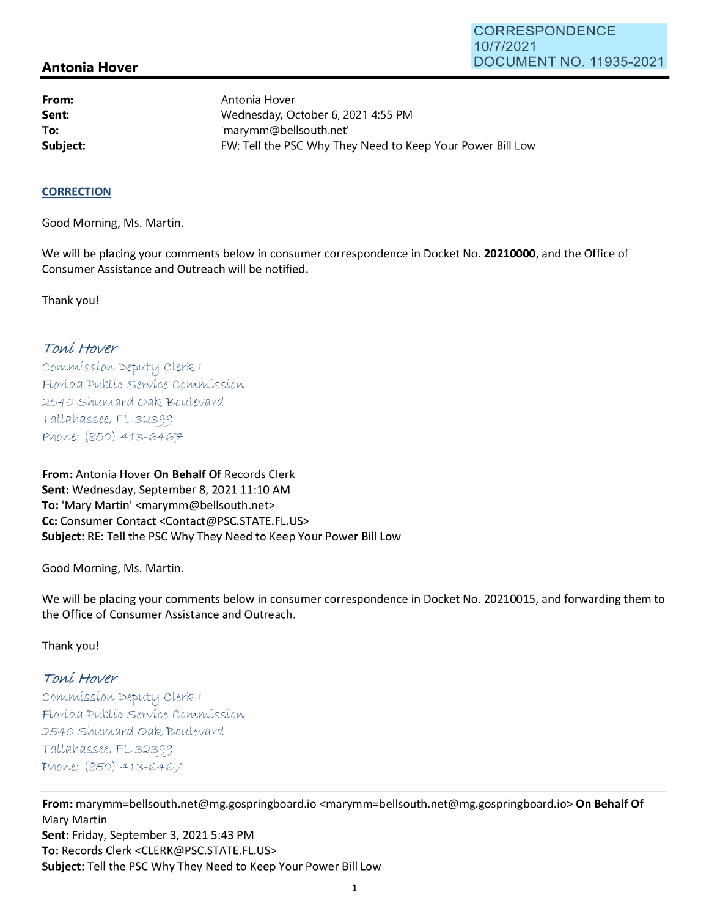CORRESPONDENCE
10/7/2021
DOCUMENT NO. 11935-2021

## Antonia Hover

| | |
|---|---|
| **From:** | Antonia Hover |
| **Sent:** | Wednesday, October 6, 2021 4:55 PM |
| **To:** | 'marymm@bellsouth.net' |
| **Subject:** | FW: Tell the PSC Why They Need to Keep Your Power Bill Low |

**CORRECTION**

Good Morning, Ms. Martin.

We will be placing your comments below in consumer correspondence in Docket No. **20210000**, and the Office of Consumer Assistance and Outreach will be notified.

Thank you!

*Toni Hover*
Commission Deputy Clerk I
Florida Public Service Commission
2540 Shumard Oak Boulevard
Tallahassee, FL 32399
Phone: (850) 413-6467

---

**From:** Antonia Hover **On Behalf Of** Records Clerk
**Sent:** Wednesday, September 8, 2021 11:10 AM
**To:** 'Mary Martin' <marymm@bellsouth.net>
**Cc:** Consumer Contact <Contact@PSC.STATE.FL.US>
**Subject:** RE: Tell the PSC Why They Need to Keep Your Power Bill Low

Good Morning, Ms. Martin.

We will be placing your comments below in consumer correspondence in Docket No. 20210015, and forwarding them to the Office of Consumer Assistance and Outreach.

Thank you!

*Toni Hover*
Commission Deputy Clerk I
Florida Public Service Commission
2540 Shumard Oak Boulevard
Tallahassee, FL 32399
Phone: (850) 413-6467

---

**From:** marymm=bellsouth.net@mg.gospringboard.io <marymm=bellsouth.net@mg.gospringboard.io> **On Behalf Of** Mary Martin
**Sent:** Friday, September 3, 2021 5:43 PM
**To:** Records Clerk <CLERK@PSC.STATE.FL.US>
**Subject:** Tell the PSC Why They Need to Keep Your Power Bill Low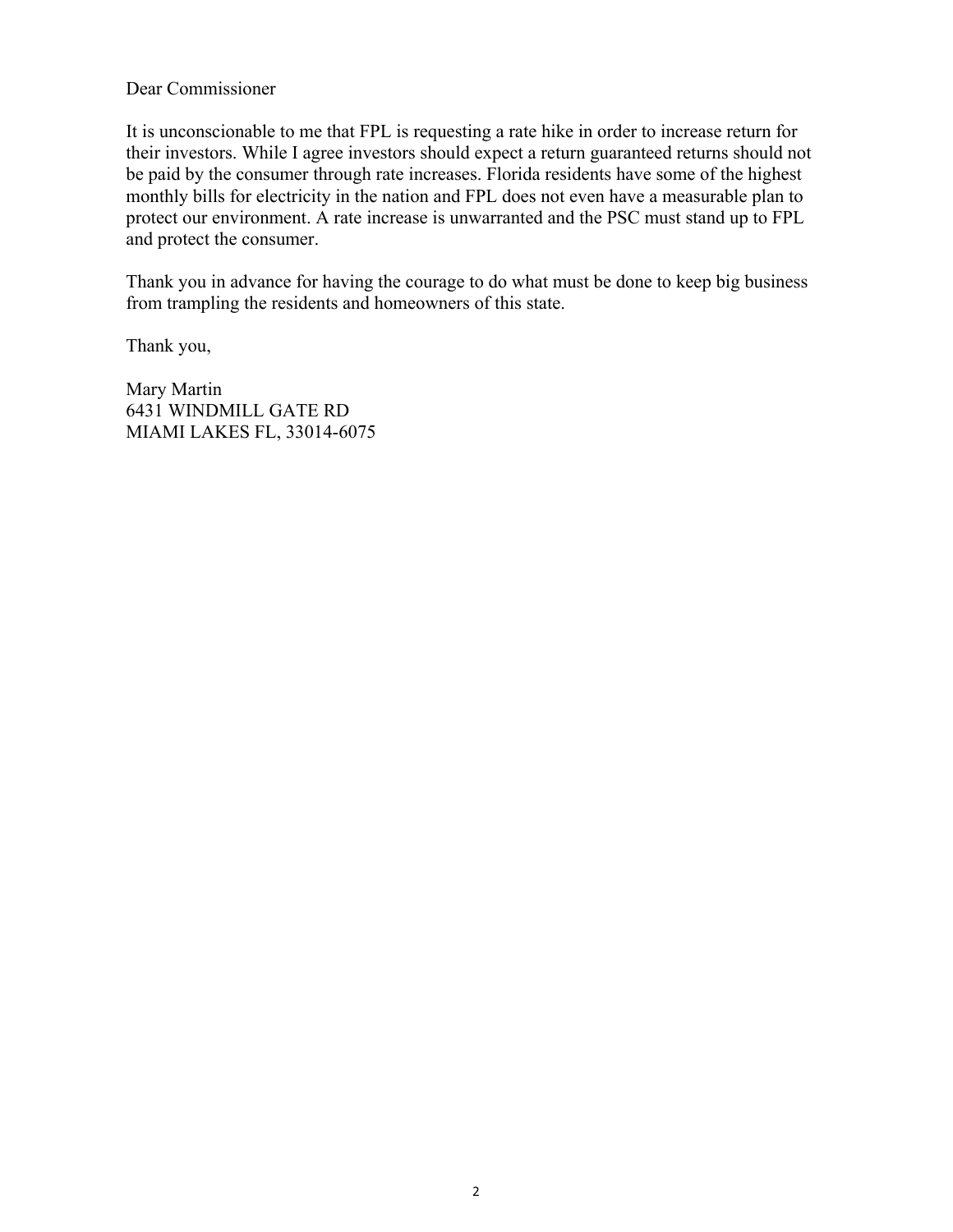Dear Commissioner

It is unconscionable to me that FPL is requesting a rate hike in order to increase return for their investors. While I agree investors should expect a return guaranteed returns should not be paid by the consumer through rate increases. Florida residents have some of the highest monthly bills for electricity in the nation and FPL does not even have a measurable plan to protect our environment. A rate increase is unwarranted and the PSC must stand up to FPL and protect the consumer.

Thank you in advance for having the courage to do what must be done to keep big business from trampling the residents and homeowners of this state.

Thank you,

Mary Martin
6431 WINDMILL GATE RD
MIAMI LAKES FL, 33014-6075